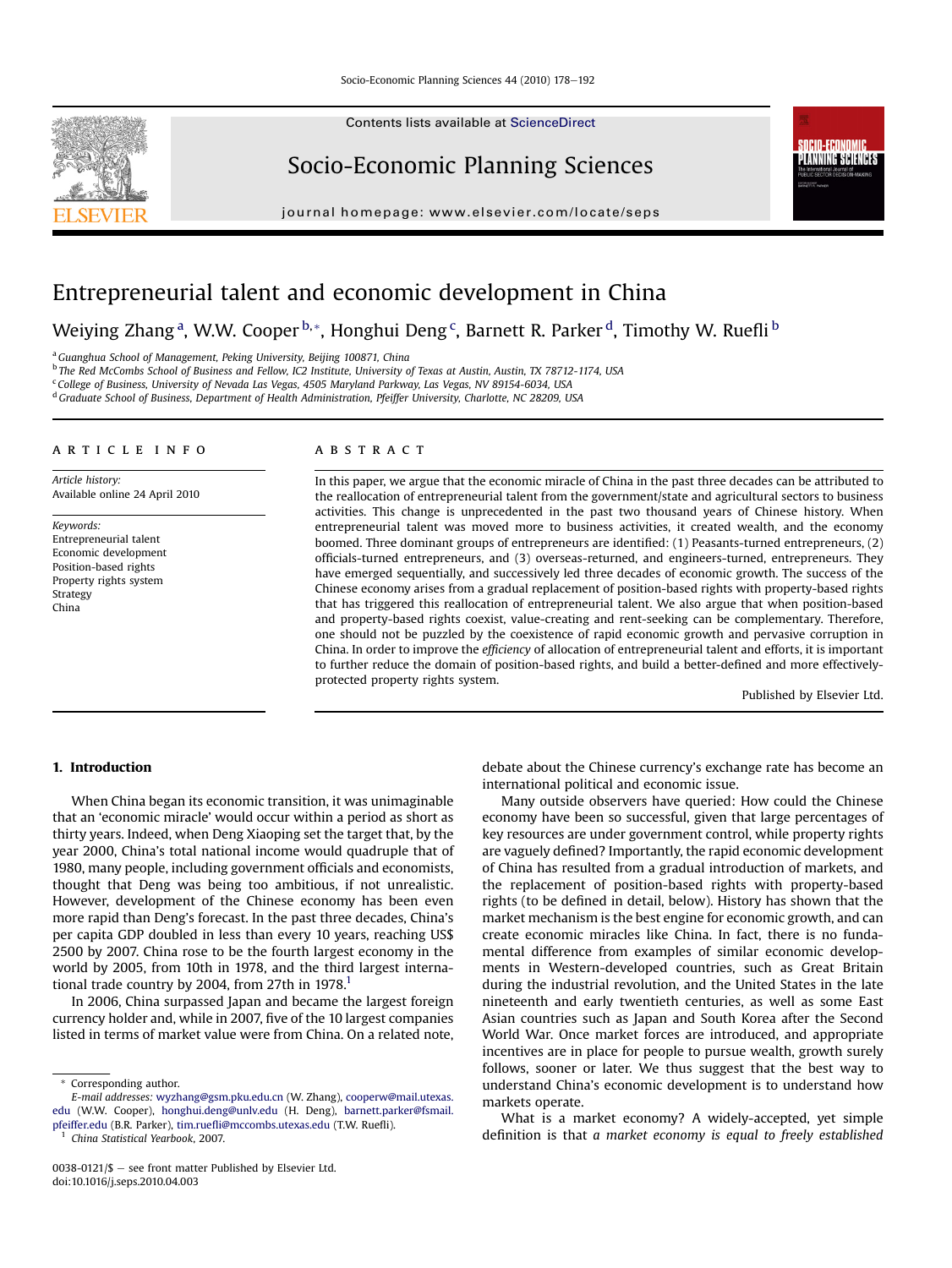# Entrepreneurial talent and economic development in China

Weiying Zhang [a], W.W. Cooper [b,*], Honghui Deng [c], Barnett R. Parker [d], Timothy W. Ruefli [b]

[a] Guanghua School of Management, Peking University, Beijing 100871, China
[b] The Red McCombs School of Business and Fellow, IC2 Institute, University of Texas at Austin, Austin, TX 78712-1174, USA
[c] College of Business, University of Nevada Las Vegas, 4505 Maryland Parkway, Las Vegas, NV 89154-6034, USA
[d] Graduate School of Business, Department of Health Administration, Pfeiffer University, Charlotte, NC 28209, USA

## ARTICLE INFO

*Article history:*
Available online 24 April 2010

*Keywords:*
Entrepreneurial talent
Economic development
Position-based rights
Property rights system
Strategy
China

## ABSTRACT

In this paper, we argue that the economic miracle of China in the past three decades can be attributed to the reallocation of entrepreneurial talent from the government/state and agricultural sectors to business activities. This change is unprecedented in the past two thousand years of Chinese history. When entrepreneurial talent was moved more to business activities, it created wealth, and the economy boomed. Three dominant groups of entrepreneurs are identified: (1) Peasants-turned entrepreneurs, (2) officials-turned entrepreneurs, and (3) overseas-returned, and engineers-turned, entrepreneurs. They have emerged sequentially, and successively led three decades of economic growth. The success of the Chinese economy arises from a gradual replacement of position-based rights with property-based rights that has triggered this reallocation of entrepreneurial talent. We also argue that when position-based and property-based rights coexist, value-creating and rent-seeking can be complementary. Therefore, one should not be puzzled by the coexistence of rapid economic growth and pervasive corruption in China. In order to improve the *efficiency* of allocation of entrepreneurial talent and efforts, it is important to further reduce the domain of position-based rights, and build a better-defined and more effectively-protected property rights system.

Published by Elsevier Ltd.

## 1. Introduction

When China began its economic transition, it was unimaginable that an 'economic miracle' would occur within a period as short as thirty years. Indeed, when Deng Xiaoping set the target that, by the year 2000, China's total national income would quadruple that of 1980, many people, including government officials and economists, thought that Deng was being too ambitious, if not unrealistic. However, development of the Chinese economy has been even more rapid than Deng's forecast. In the past three decades, China's per capita GDP doubled in less than every 10 years, reaching US$ 2500 by 2007. China rose to be the fourth largest economy in the world by 2005, from 10th in 1978, and the third largest international trade country by 2004, from 27th in 1978.[1]

In 2006, China surpassed Japan and became the largest foreign currency holder and, while in 2007, five of the 10 largest companies listed in terms of market value were from China. On a related note, debate about the Chinese currency's exchange rate has become an international political and economic issue.

Many outside observers have queried: How could the Chinese economy have been so successful, given that large percentages of key resources are under government control, while property rights are vaguely defined? Importantly, the rapid economic development of China has resulted from a gradual introduction of markets, and the replacement of position-based rights with property-based rights (to be defined in detail, below). History has shown that the market mechanism is the best engine for economic growth, and can create economic miracles like China. In fact, there is no fundamental difference from examples of similar economic developments in Western-developed countries, such as Great Britain during the industrial revolution, and the United States in the late nineteenth and early twentieth centuries, as well as some East Asian countries such as Japan and South Korea after the Second World War. Once market forces are introduced, and appropriate incentives are in place for people to pursue wealth, growth surely follows, sooner or later. We thus suggest that the best way to understand China's economic development is to understand how markets operate.

What is a market economy? A widely-accepted, yet simple definition is that *a market economy is equal to freely established*

---

* Corresponding author.
E-mail addresses: wyzhang@gsm.pku.edu.cn (W. Zhang), cooperw@mail.utexas.edu (W.W. Cooper), honghui.deng@unlv.edu (H. Deng), barnett.parker@fsmail.pfeiffer.edu (B.R. Parker), tim.ruefli@mccombs.utexas.edu (T.W. Ruefli).

[1] China Statistical Yearbook, 2007.

0038-0121/$ – see front matter Published by Elsevier Ltd.
doi:10.1016/j.seps.2010.04.003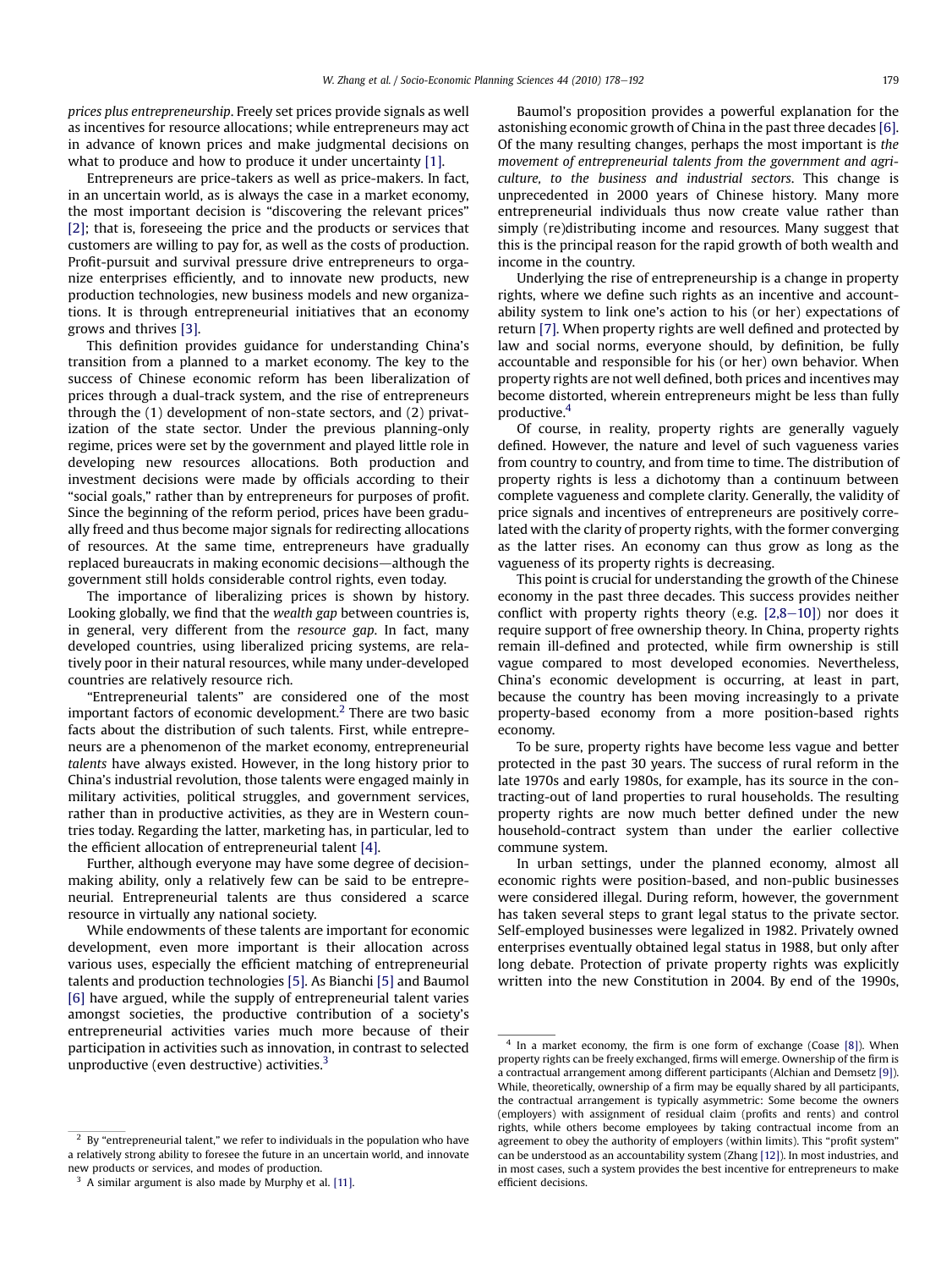*prices plus entrepreneurship*. Freely set prices provide signals as well as incentives for resource allocations; while entrepreneurs may act in advance of known prices and make judgmental decisions on what to produce and how to produce it under uncertainty [1].

Entrepreneurs are price-takers as well as price-makers. In fact, in an uncertain world, as is always the case in a market economy, the most important decision is "discovering the relevant prices" [2]; that is, foreseeing the price and the products or services that customers are willing to pay for, as well as the costs of production. Profit-pursuit and survival pressure drive entrepreneurs to organize enterprises efficiently, and to innovate new products, new production technologies, new business models and new organizations. It is through entrepreneurial initiatives that an economy grows and thrives [3].

This definition provides guidance for understanding China's transition from a planned to a market economy. The key to the success of Chinese economic reform has been liberalization of prices through a dual-track system, and the rise of entrepreneurs through the (1) development of non-state sectors, and (2) privatization of the state sector. Under the previous planning-only regime, prices were set by the government and played little role in developing new resources allocations. Both production and investment decisions were made by officials according to their "social goals," rather than by entrepreneurs for purposes of profit. Since the beginning of the reform period, prices have been gradually freed and thus become major signals for redirecting allocations of resources. At the same time, entrepreneurs have gradually replaced bureaucrats in making economic decisions—although the government still holds considerable control rights, even today.

The importance of liberalizing prices is shown by history. Looking globally, we find that the *wealth gap* between countries is, in general, very different from the *resource gap*. In fact, many developed countries, using liberalized pricing systems, are relatively poor in their natural resources, while many under-developed countries are relatively resource rich.

"Entrepreneurial talents" are considered one of the most important factors of economic development.[2] There are two basic facts about the distribution of such talents. First, while entrepreneurs are a phenomenon of the market economy, entrepreneurial *talents* have always existed. However, in the long history prior to China's industrial revolution, those talents were engaged mainly in military activities, political struggles, and government services, rather than in productive activities, as they are in Western countries today. Regarding the latter, marketing has, in particular, led to the efficient allocation of entrepreneurial talent [4].

Further, although everyone may have some degree of decision-making ability, only a relatively few can be said to be entrepreneurial. Entrepreneurial talents are thus considered a scarce resource in virtually any national society.

While endowments of these talents are important for economic development, even more important is their allocation across various uses, especially the efficient matching of entrepreneurial talents and production technologies [5]. As Bianchi [5] and Baumol [6] have argued, while the supply of entrepreneurial talent varies amongst societies, the productive contribution of a society's entrepreneurial activities varies much more because of their participation in activities such as innovation, in contrast to selected unproductive (even destructive) activities.[3]

Baumol's proposition provides a powerful explanation for the astonishing economic growth of China in the past three decades [6]. Of the many resulting changes, perhaps the most important is *the movement of entrepreneurial talents from the government and agriculture, to the business and industrial sectors*. This change is unprecedented in 2000 years of Chinese history. Many more entrepreneurial individuals thus now create value rather than simply (re)distributing income and resources. Many suggest that this is the principal reason for the rapid growth of both wealth and income in the country.

Underlying the rise of entrepreneurship is a change in property rights, where we define such rights as an incentive and accountability system to link one's action to his (or her) expectations of return [7]. When property rights are well defined and protected by law and social norms, everyone should, by definition, be fully accountable and responsible for his (or her) own behavior. When property rights are not well defined, both prices and incentives may become distorted, wherein entrepreneurs might be less than fully productive.[4]

Of course, in reality, property rights are generally vaguely defined. However, the nature and level of such vagueness varies from country to country, and from time to time. The distribution of property rights is less a dichotomy than a continuum between complete vagueness and complete clarity. Generally, the validity of price signals and incentives of entrepreneurs are positively correlated with the clarity of property rights, with the former converging as the latter rises. An economy can thus grow as long as the vagueness of its property rights is decreasing.

This point is crucial for understanding the growth of the Chinese economy in the past three decades. This success provides neither conflict with property rights theory (e.g. [2,8–10]) nor does it require support of free ownership theory. In China, property rights remain ill-defined and protected, while firm ownership is still vague compared to most developed economies. Nevertheless, China's economic development is occurring, at least in part, because the country has been moving increasingly to a private property-based economy from a more position-based rights economy.

To be sure, property rights have become less vague and better protected in the past 30 years. The success of rural reform in the late 1970s and early 1980s, for example, has its source in the contracting-out of land properties to rural households. The resulting property rights are now much better defined under the new household-contract system than under the earlier collective commune system.

In urban settings, under the planned economy, almost all economic rights were position-based, and non-public businesses were considered illegal. During reform, however, the government has taken several steps to grant legal status to the private sector. Self-employed businesses were legalized in 1982. Privately owned enterprises eventually obtained legal status in 1988, but only after long debate. Protection of private property rights was explicitly written into the new Constitution in 2004. By end of the 1990s,

---

[2] By "entrepreneurial talent," we refer to individuals in the population who have a relatively strong ability to foresee the future in an uncertain world, and innovate new products or services, and modes of production.

[3] A similar argument is also made by Murphy et al. [11].

[4] In a market economy, the firm is one form of exchange (Coase [8]). When property rights can be freely exchanged, firms will emerge. Ownership of the firm is a contractual arrangement among different participants (Alchian and Demsetz [9]). While, theoretically, ownership of a firm may be equally shared by all participants, the contractual arrangement is typically asymmetric: Some become the owners (employers) with assignment of residual claim (profits and rents) and control rights, while others become employees by taking contractual income from an agreement to obey the authority of employers (within limits). This "profit system" can be understood as an accountability system (Zhang [12]). In most industries, and in most cases, such a system provides the best incentive for entrepreneurs to make efficient decisions.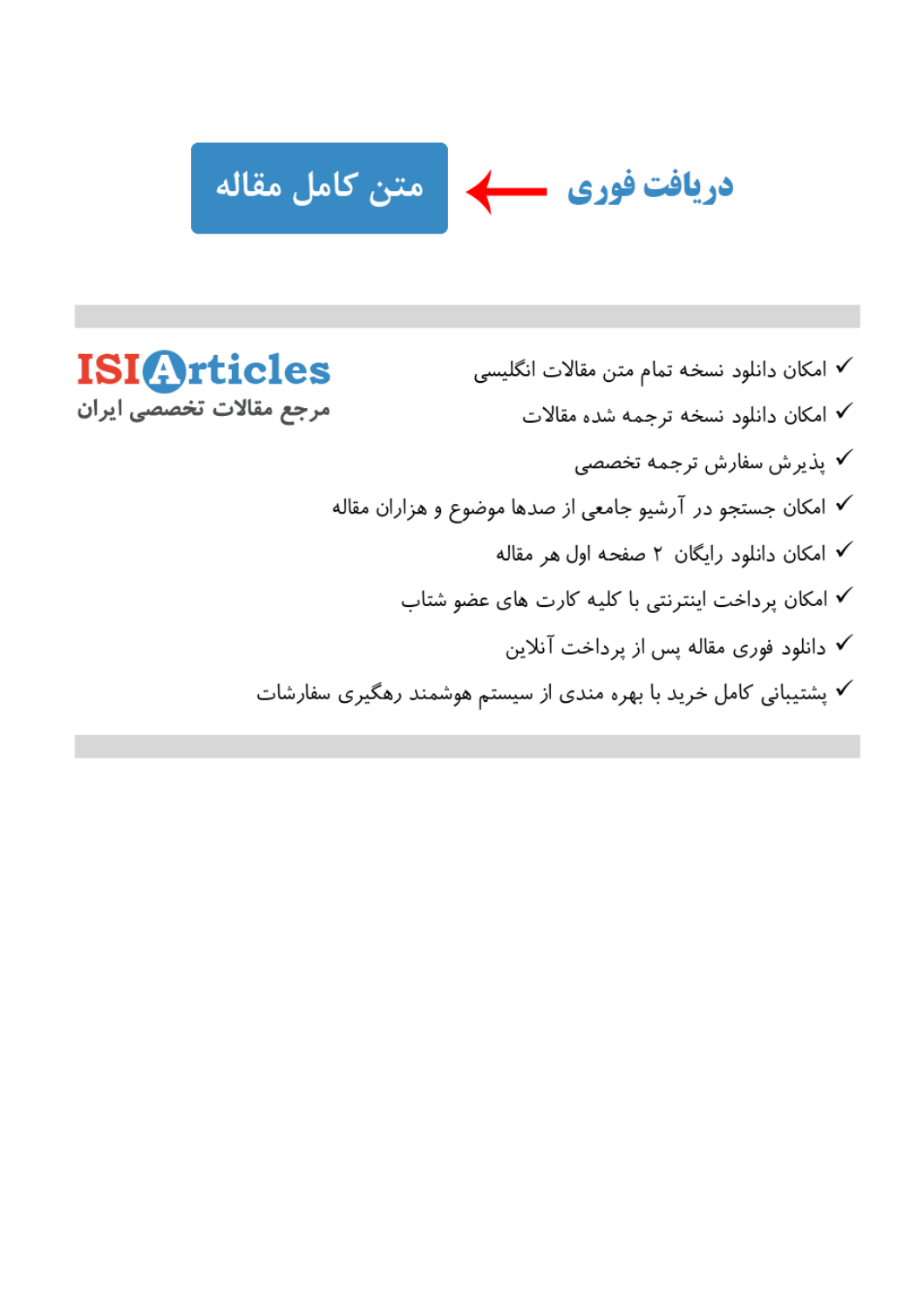دریافت فوری ← **متن کامل مقاله**

**ISIArticles**
مرجع مقالات تخصصی ایران

- ✓ امکان دانلود نسخه تمام متن مقالات انگلیسی
- ✓ امکان دانلود نسخه ترجمه شده مقالات
- ✓ پذیرش سفارش ترجمه تخصصی
- ✓ امکان جستجو در آرشیو جامعی از صدها موضوع و هزاران مقاله
- ✓ امکان دانلود رایگان ۲ صفحه اول هر مقاله
- ✓ امکان پرداخت اینترنتی با کلیه کارت های عضو شتاب
- ✓ دانلود فوری مقاله پس از پرداخت آنلاین
- ✓ پشتیبانی کامل خرید با بهره مندی از سیستم هوشمند رهگیری سفارشات